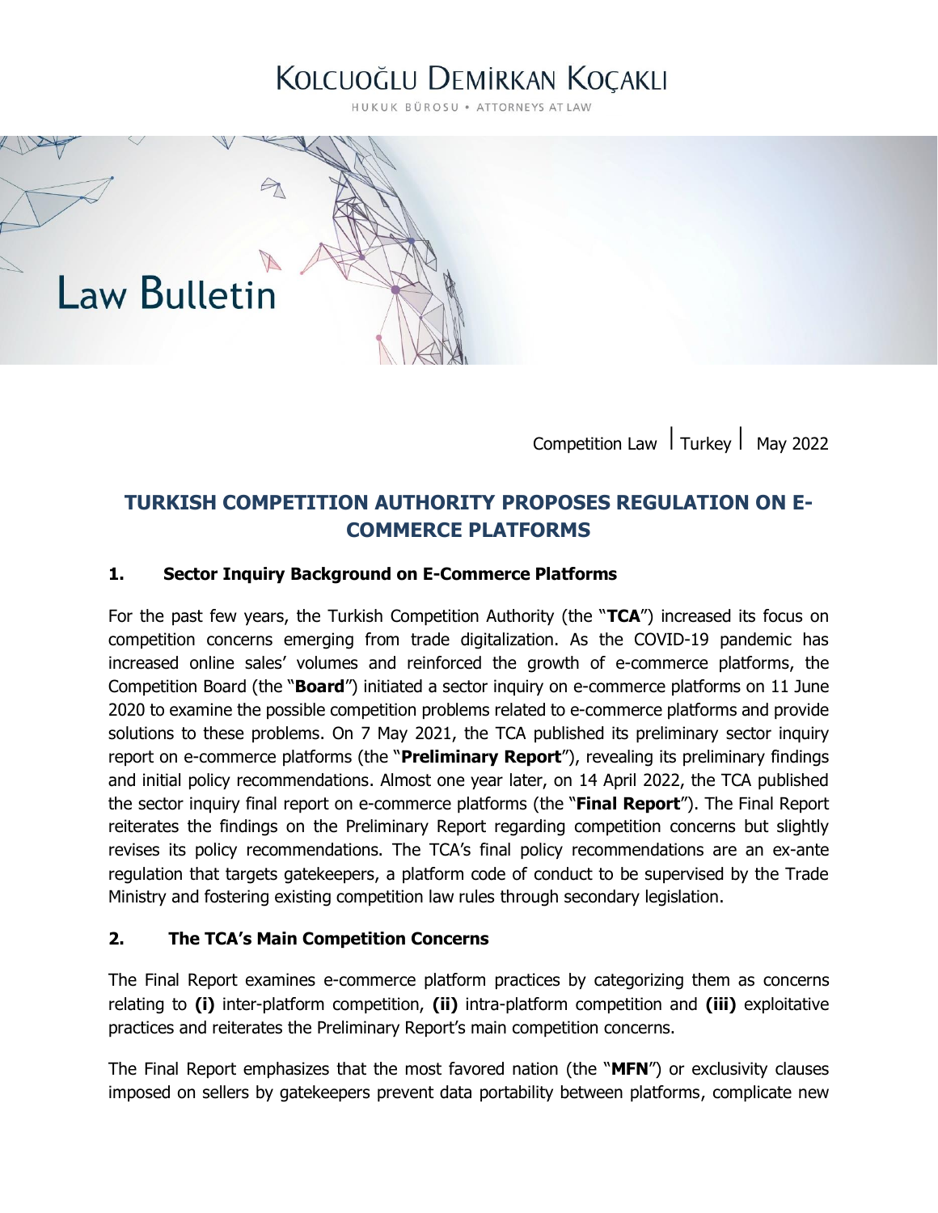# KOLCUOĞLU DEMİRKAN KOÇAKLI

HUKUK BÜROSU • ATTORNEYS AT LAW

Law Bulletin

Competition Law | Turkey | May 2022

## TURKISH COMPETITION AUTHORITY PROPOSES REGULATION ON E-COMMERCE PLATFORMS

### 1. Sector Inquiry Background on E-Commerce Platforms

For the past few years, the Turkish Competition Authority (the "**TCA**") increased its focus on competition concerns emerging from trade digitalization. As the COVID-19 pandemic has increased online sales' volumes and reinforced the growth of e-commerce platforms, the Competition Board (the "**Board**") initiated a sector inquiry on e-commerce platforms on 11 June 2020 to examine the possible competition problems related to e-commerce platforms and provide solutions to these problems. On 7 May 2021, the TCA published its preliminary sector inquiry report on e-commerce platforms (the "**Preliminary Report**"), revealing its preliminary findings and initial policy recommendations. Almost one year later, on 14 April 2022, the TCA published the sector inquiry final report on e-commerce platforms (the "**Final Report**"). The Final Report reiterates the findings on the Preliminary Report regarding competition concerns but slightly revises its policy recommendations. The TCA's final policy recommendations are an ex-ante regulation that targets gatekeepers, a platform code of conduct to be supervised by the Trade Ministry and fostering existing competition law rules through secondary legislation.

### 2. The TCA's Main Competition Concerns

The Final Report examines e-commerce platform practices by categorizing them as concerns relating to **(i)** inter-platform competition, **(ii)** intra-platform competition and **(iii)** exploitative practices and reiterates the Preliminary Report's main competition concerns.

The Final Report emphasizes that the most favored nation (the "**MFN**") or exclusivity clauses imposed on sellers by gatekeepers prevent data portability between platforms, complicate new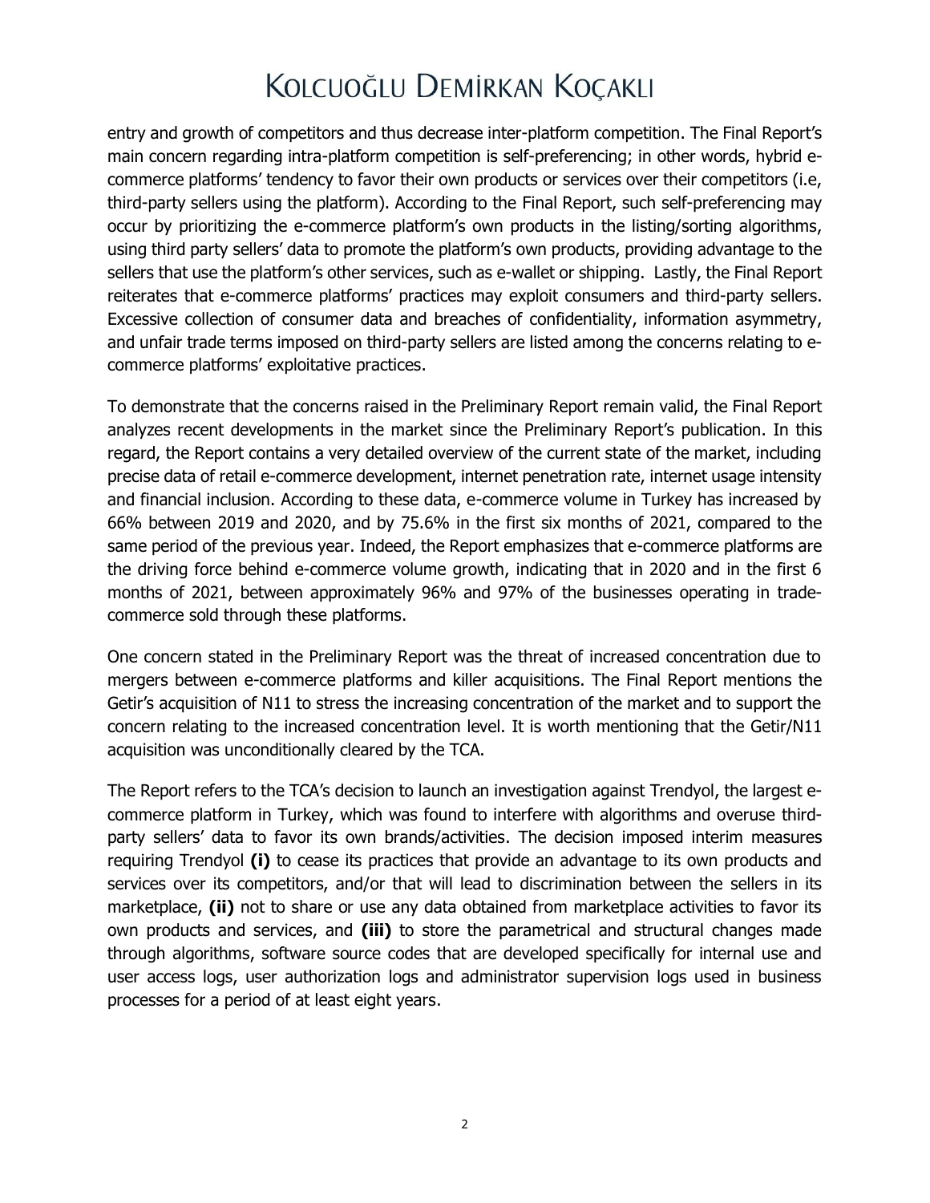entry and growth of competitors and thus decrease inter-platform competition. The Final Report's main concern regarding intra-platform competition is self-preferencing; in other words, hybrid e-commerce platforms' tendency to favor their own products or services over their competitors (i.e, third-party sellers using the platform). According to the Final Report, such self-preferencing may occur by prioritizing the e-commerce platform's own products in the listing/sorting algorithms, using third party sellers' data to promote the platform's own products, providing advantage to the sellers that use the platform's other services, such as e-wallet or shipping. Lastly, the Final Report reiterates that e-commerce platforms' practices may exploit consumers and third-party sellers. Excessive collection of consumer data and breaches of confidentiality, information asymmetry, and unfair trade terms imposed on third-party sellers are listed among the concerns relating to e-commerce platforms' exploitative practices.

To demonstrate that the concerns raised in the Preliminary Report remain valid, the Final Report analyzes recent developments in the market since the Preliminary Report's publication. In this regard, the Report contains a very detailed overview of the current state of the market, including precise data of retail e-commerce development, internet penetration rate, internet usage intensity and financial inclusion. According to these data, e-commerce volume in Turkey has increased by 66% between 2019 and 2020, and by 75.6% in the first six months of 2021, compared to the same period of the previous year. Indeed, the Report emphasizes that e-commerce platforms are the driving force behind e-commerce volume growth, indicating that in 2020 and in the first 6 months of 2021, between approximately 96% and 97% of the businesses operating in trade-commerce sold through these platforms.

One concern stated in the Preliminary Report was the threat of increased concentration due to mergers between e-commerce platforms and killer acquisitions. The Final Report mentions the Getir's acquisition of N11 to stress the increasing concentration of the market and to support the concern relating to the increased concentration level. It is worth mentioning that the Getir/N11 acquisition was unconditionally cleared by the TCA.

The Report refers to the TCA's decision to launch an investigation against Trendyol, the largest e-commerce platform in Turkey, which was found to interfere with algorithms and overuse third-party sellers' data to favor its own brands/activities. The decision imposed interim measures requiring Trendyol **(i)** to cease its practices that provide an advantage to its own products and services over its competitors, and/or that will lead to discrimination between the sellers in its marketplace, **(ii)** not to share or use any data obtained from marketplace activities to favor its own products and services, and **(iii)** to store the parametrical and structural changes made through algorithms, software source codes that are developed specifically for internal use and user access logs, user authorization logs and administrator supervision logs used in business processes for a period of at least eight years.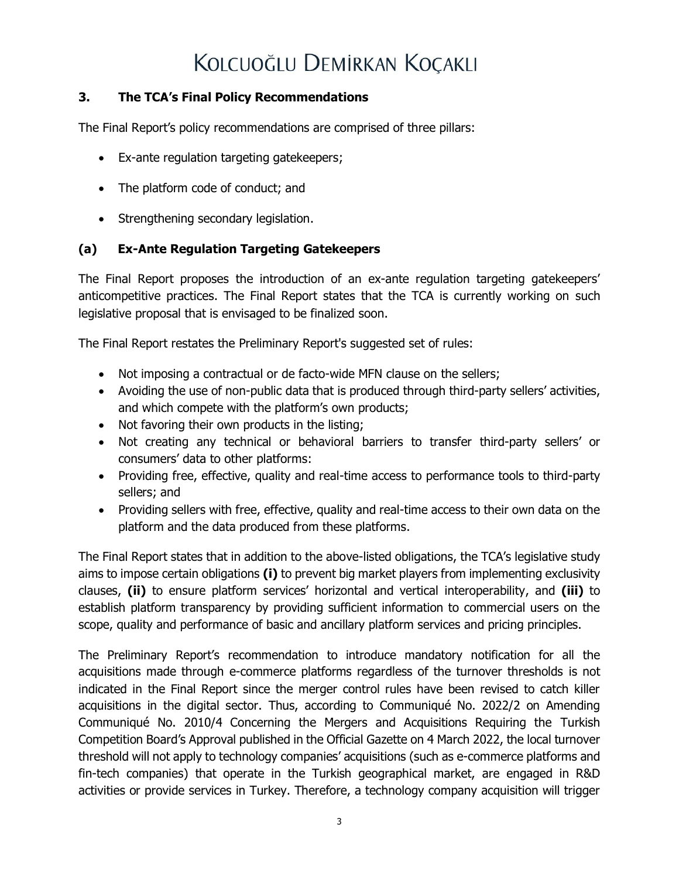## 3. The TCA's Final Policy Recommendations

The Final Report's policy recommendations are comprised of three pillars:

- Ex-ante regulation targeting gatekeepers;
- The platform code of conduct; and
- Strengthening secondary legislation.

### (a) Ex-Ante Regulation Targeting Gatekeepers

The Final Report proposes the introduction of an ex-ante regulation targeting gatekeepers' anticompetitive practices. The Final Report states that the TCA is currently working on such legislative proposal that is envisaged to be finalized soon.

The Final Report restates the Preliminary Report's suggested set of rules:

- Not imposing a contractual or de facto-wide MFN clause on the sellers;
- Avoiding the use of non-public data that is produced through third-party sellers' activities, and which compete with the platform's own products;
- Not favoring their own products in the listing;
- Not creating any technical or behavioral barriers to transfer third-party sellers' or consumers' data to other platforms:
- Providing free, effective, quality and real-time access to performance tools to third-party sellers; and
- Providing sellers with free, effective, quality and real-time access to their own data on the platform and the data produced from these platforms.

The Final Report states that in addition to the above-listed obligations, the TCA's legislative study aims to impose certain obligations **(i)** to prevent big market players from implementing exclusivity clauses, **(ii)** to ensure platform services' horizontal and vertical interoperability, and **(iii)** to establish platform transparency by providing sufficient information to commercial users on the scope, quality and performance of basic and ancillary platform services and pricing principles.

The Preliminary Report's recommendation to introduce mandatory notification for all the acquisitions made through e-commerce platforms regardless of the turnover thresholds is not indicated in the Final Report since the merger control rules have been revised to catch killer acquisitions in the digital sector. Thus, according to Communiqué No. 2022/2 on Amending Communiqué No. 2010/4 Concerning the Mergers and Acquisitions Requiring the Turkish Competition Board's Approval published in the Official Gazette on 4 March 2022, the local turnover threshold will not apply to technology companies' acquisitions (such as e-commerce platforms and fin-tech companies) that operate in the Turkish geographical market, are engaged in R&D activities or provide services in Turkey. Therefore, a technology company acquisition will trigger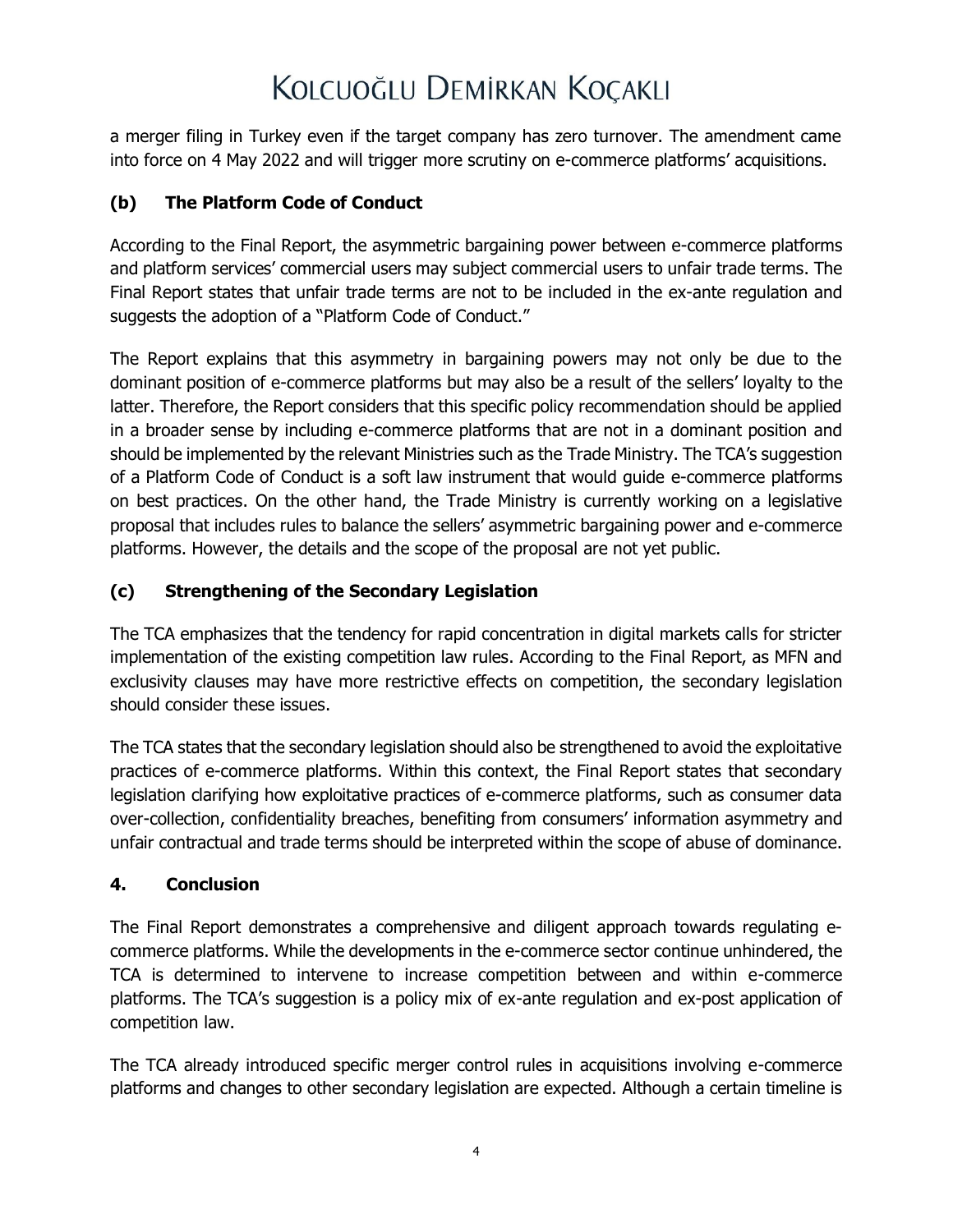a merger filing in Turkey even if the target company has zero turnover. The amendment came into force on 4 May 2022 and will trigger more scrutiny on e-commerce platforms' acquisitions.

### (b) The Platform Code of Conduct

According to the Final Report, the asymmetric bargaining power between e-commerce platforms and platform services' commercial users may subject commercial users to unfair trade terms. The Final Report states that unfair trade terms are not to be included in the ex-ante regulation and suggests the adoption of a "Platform Code of Conduct."

The Report explains that this asymmetry in bargaining powers may not only be due to the dominant position of e-commerce platforms but may also be a result of the sellers' loyalty to the latter. Therefore, the Report considers that this specific policy recommendation should be applied in a broader sense by including e-commerce platforms that are not in a dominant position and should be implemented by the relevant Ministries such as the Trade Ministry. The TCA's suggestion of a Platform Code of Conduct is a soft law instrument that would guide e-commerce platforms on best practices. On the other hand, the Trade Ministry is currently working on a legislative proposal that includes rules to balance the sellers' asymmetric bargaining power and e-commerce platforms. However, the details and the scope of the proposal are not yet public.

### (c) Strengthening of the Secondary Legislation

The TCA emphasizes that the tendency for rapid concentration in digital markets calls for stricter implementation of the existing competition law rules. According to the Final Report, as MFN and exclusivity clauses may have more restrictive effects on competition, the secondary legislation should consider these issues.

The TCA states that the secondary legislation should also be strengthened to avoid the exploitative practices of e-commerce platforms. Within this context, the Final Report states that secondary legislation clarifying how exploitative practices of e-commerce platforms, such as consumer data over-collection, confidentiality breaches, benefiting from consumers' information asymmetry and unfair contractual and trade terms should be interpreted within the scope of abuse of dominance.

## 4. Conclusion

The Final Report demonstrates a comprehensive and diligent approach towards regulating e-commerce platforms. While the developments in the e-commerce sector continue unhindered, the TCA is determined to intervene to increase competition between and within e-commerce platforms. The TCA's suggestion is a policy mix of ex-ante regulation and ex-post application of competition law.

The TCA already introduced specific merger control rules in acquisitions involving e-commerce platforms and changes to other secondary legislation are expected. Although a certain timeline is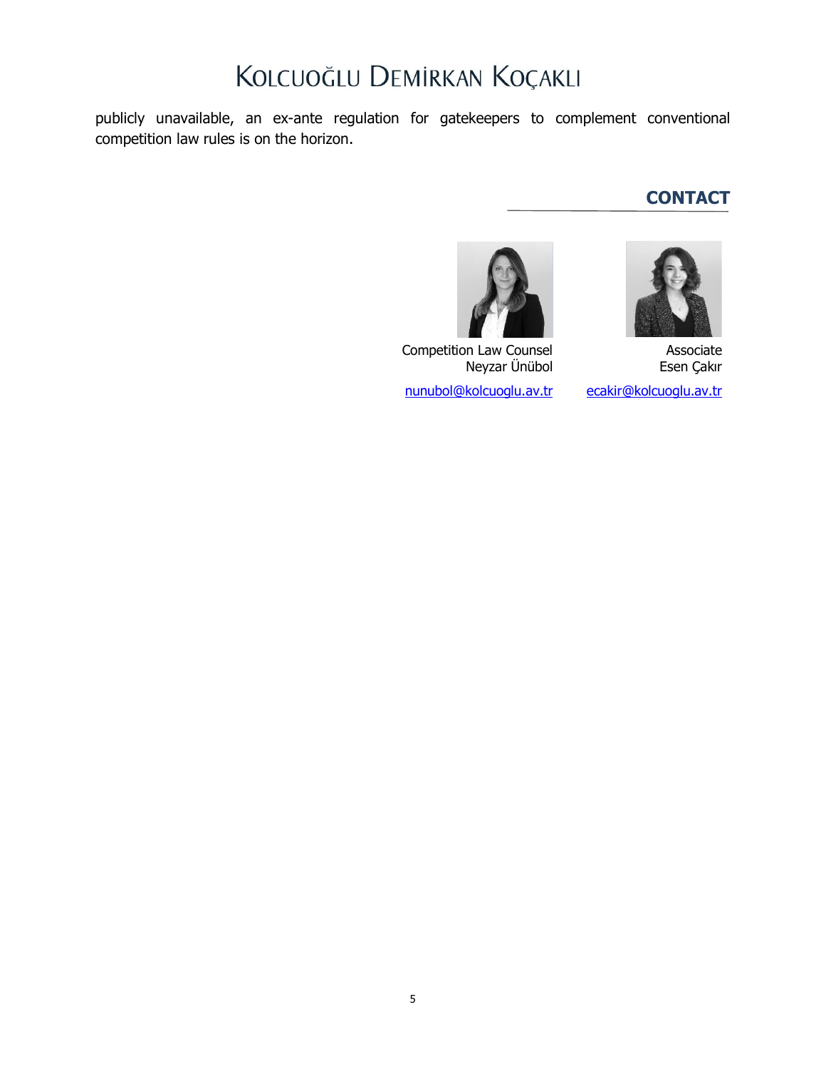publicly unavailable, an ex-ante regulation for gatekeepers to complement conventional competition law rules is on the horizon.

## CONTACT

Competition Law Counsel
Neyzar Ünübol

nunubol@kolcuoglu.av.tr

Associate
Esen Çakır

ecakir@kolcuoglu.av.tr